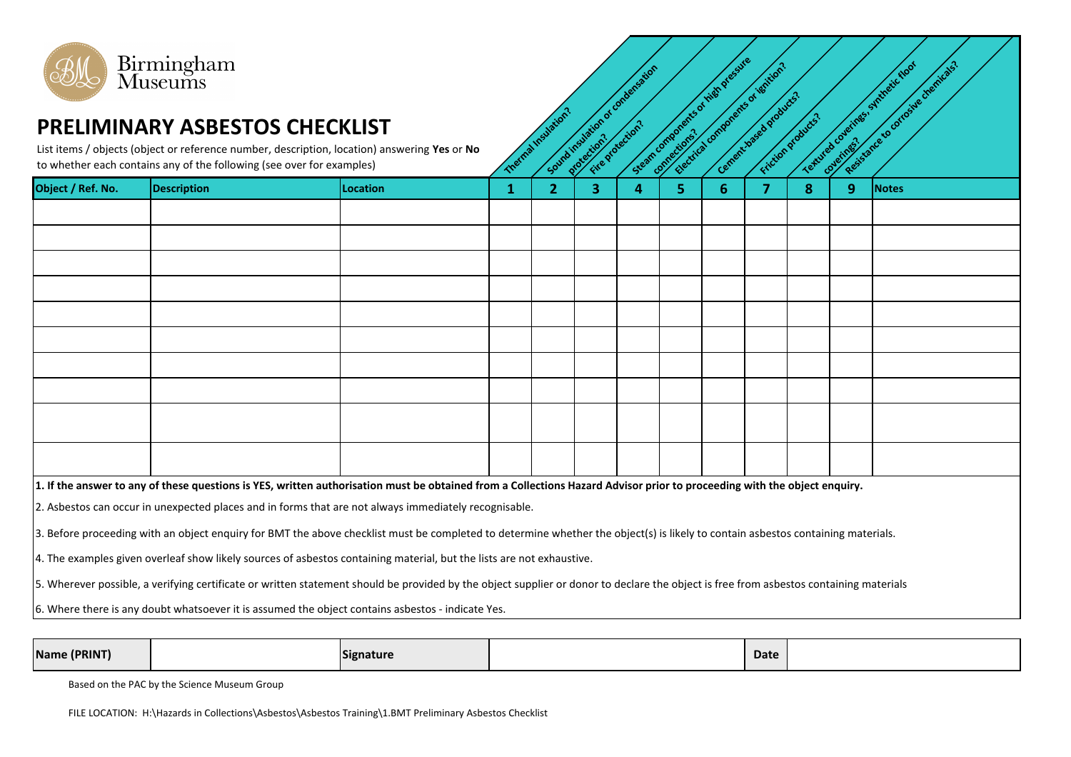Birmingham Museums

# PRELIMINARY ASBESTOS CHECKLIST

List items / objects (object or reference number, description, location) answering **Yes** or **No** to whether each contains any of the following (see over for examples)

1. Thermal Insulation?
2. Sound insulation or condensation protection?
3. Fire protection?
4. Steam components or high pressure connections?
5. Electrical components or ignition?
6. Cement-based products?
7. Friction products?
8. Textured coverings, synthetic floor coverings?
9. Resistance to corrosive chemicals?

| Object / Ref. No. | Description | Location | 1 | 2 | 3 | 4 | 5 | 6 | 7 | 8 | 9 | Notes |
|---|---|---|---|---|---|---|---|---|---|---|---|---|
| | | | | | | | | | | | | |
| | | | | | | | | | | | | |
| | | | | | | | | | | | | |
| | | | | | | | | | | | | |
| | | | | | | | | | | | | |
| | | | | | | | | | | | | |
| | | | | | | | | | | | | |
| | | | | | | | | | | | | |
| | | | | | | | | | | | | |
| | | | | | | | | | | | | |

**1. If the answer to any of these questions is YES, written authorisation must be obtained from a Collections Hazard Advisor prior to proceeding with the object enquiry.**

2. Asbestos can occur in unexpected places and in forms that are not always immediately recognisable.

3. Before proceeding with an object enquiry for BMT the above checklist must be completed to determine whether the object(s) is likely to contain asbestos containing materials.

4. The examples given overleaf show likely sources of asbestos containing material, but the lists are not exhaustive.

5. Wherever possible, a verifying certificate or written statement should be provided by the object supplier or donor to declare the object is free from asbestos containing materials

6. Where there is any doubt whatsoever it is assumed the object contains asbestos - indicate Yes.

| Name (PRINT) | | Signature | | Date | |
|---|---|---|---|---|---|

Based on the PAC by the Science Museum Group

FILE LOCATION: H:\Hazards in Collections\Asbestos\Asbestos Training\1.BMT Preliminary Asbestos Checklist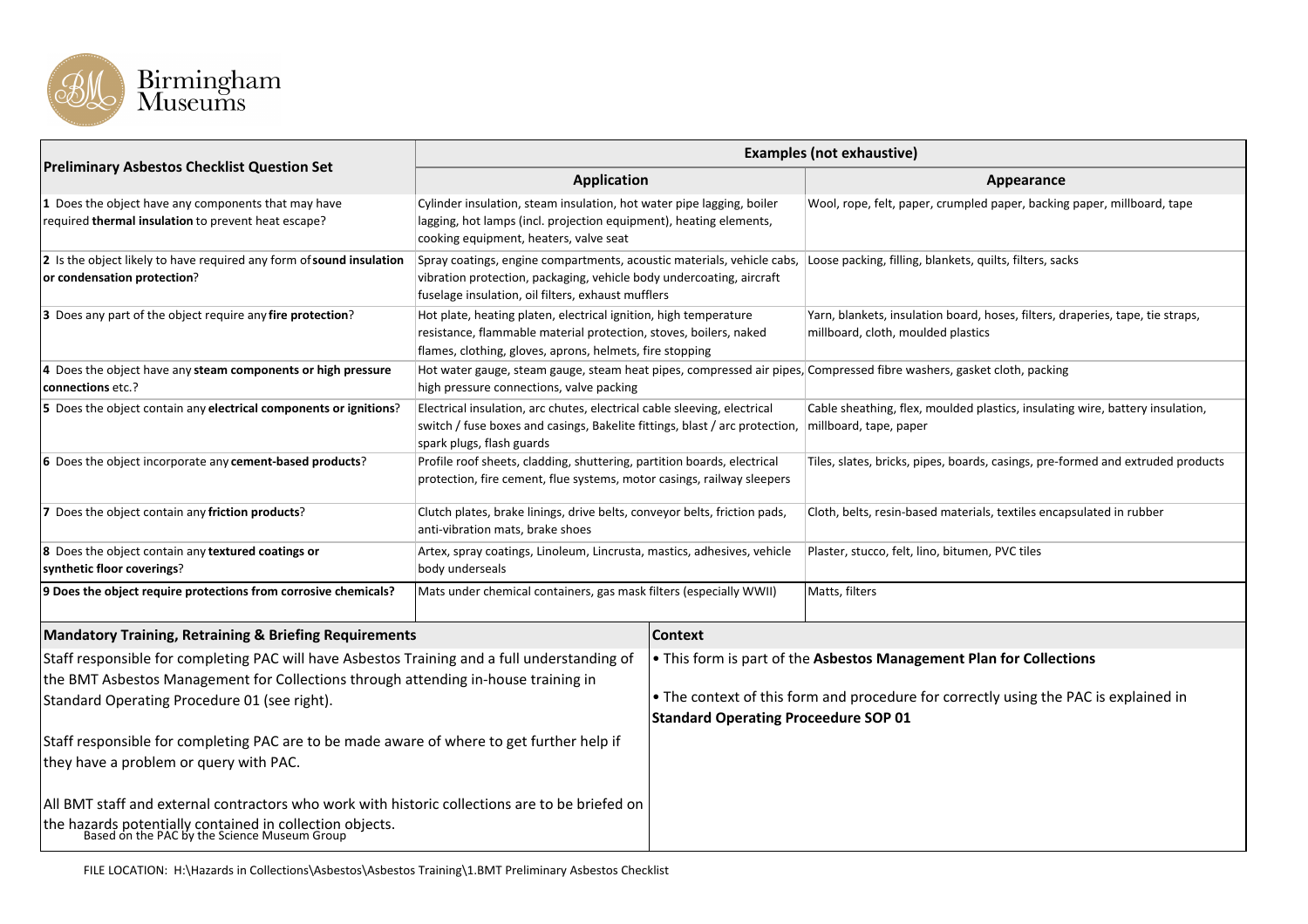Birmingham Museums

| Preliminary Asbestos Checklist Question Set | Examples (not exhaustive) | |
|---|---|---|
| | **Application** | **Appearance** |
| **1** Does the object have any components that may have required **thermal insulation** to prevent heat escape? | Cylinder insulation, steam insulation, hot water pipe lagging, boiler lagging, hot lamps (incl. projection equipment), heating elements, cooking equipment, heaters, valve seat | Wool, rope, felt, paper, crumpled paper, backing paper, millboard, tape |
| **2** Is the object likely to have required any form of **sound insulation or condensation protection**? | Spray coatings, engine compartments, acoustic materials, vehicle cabs, vibration protection, packaging, vehicle body undercoating, aircraft fuselage insulation, oil filters, exhaust mufflers | Loose packing, filling, blankets, quilts, filters, sacks |
| **3** Does any part of the object require any **fire protection**? | Hot plate, heating platen, electrical ignition, high temperature resistance, flammable material protection, stoves, boilers, naked flames, clothing, gloves, aprons, helmets, fire stopping | Yarn, blankets, insulation board, hoses, filters, draperies, tape, tie straps, millboard, cloth, moulded plastics |
| **4** Does the object have any **steam components or high pressure connections** etc.? | Hot water gauge, steam gauge, steam heat pipes, compressed air pipes, high pressure connections, valve packing | Compressed fibre washers, gasket cloth, packing |
| **5** Does the object contain any **electrical components or ignitions**? | Electrical insulation, arc chutes, electrical cable sleeving, electrical switch / fuse boxes and casings, Bakelite fittings, blast / arc protection, spark plugs, flash guards | Cable sheathing, flex, moulded plastics, insulating wire, battery insulation, millboard, tape, paper |
| **6** Does the object incorporate any **cement-based products**? | Profile roof sheets, cladding, shuttering, partition boards, electrical protection, fire cement, flue systems, motor casings, railway sleepers | Tiles, slates, bricks, pipes, boards, casings, pre-formed and extruded products |
| **7** Does the object contain any **friction products**? | Clutch plates, brake linings, drive belts, conveyor belts, friction pads, anti-vibration mats, brake shoes | Cloth, belts, resin-based materials, textiles encapsulated in rubber |
| **8** Does the object contain any **textured coatings or synthetic floor coverings**? | Artex, spray coatings, Linoleum, Lincrusta, mastics, adhesives, vehicle body underseals | Plaster, stucco, felt, lino, bitumen, PVC tiles |
| **9 Does the object require protections from corrosive chemicals?** | Mats under chemical containers, gas mask filters (especially WWII) | Matts, filters |

| Mandatory Training, Retraining & Briefing Requirements | Context |
|---|---|
| Staff responsible for completing PAC will have Asbestos Training and a full understanding of the BMT Asbestos Management for Collections through attending in-house training in Standard Operating Procedure 01 (see right).<br><br>Staff responsible for completing PAC are to be made aware of where to get further help if they have a problem or query with PAC.<br><br>All BMT staff and external contractors who work with historic collections are to be briefed on the hazards potentially contained in collection objects. | • This form is part of the **Asbestos Management Plan for Collections**<br><br>• The context of this form and procedure for correctly using the PAC is explained in **Standard Operating Proceedure SOP 01** |

Based on the PAC by the Science Museum Group

FILE LOCATION: H:\Hazards in Collections\Asbestos\Asbestos Training\1.BMT Preliminary Asbestos Checklist